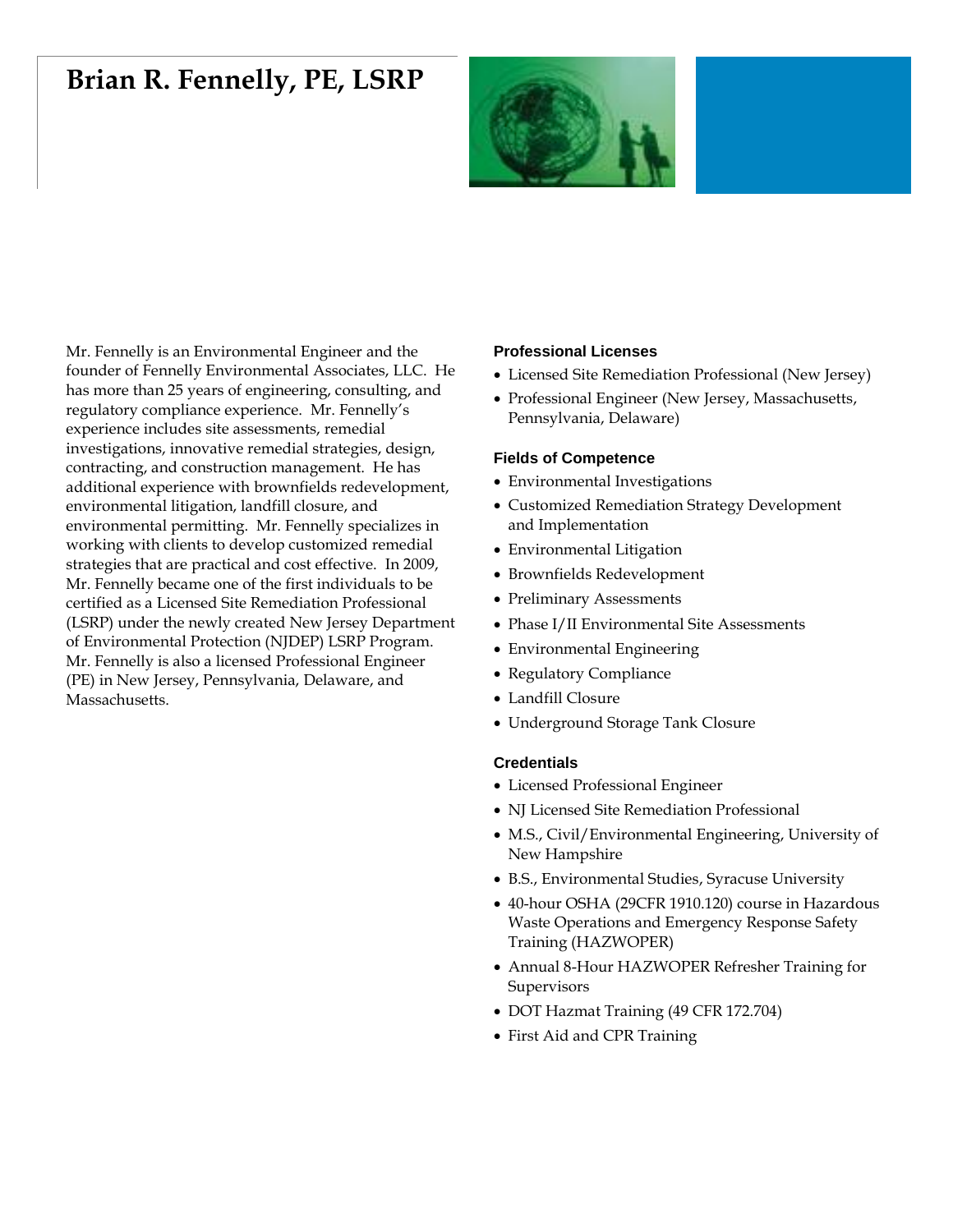# Brian R. Fennelly, PE, LSRP

Mr. Fennelly is an Environmental Engineer and the founder of Fennelly Environmental Associates, LLC. He has more than 25 years of engineering, consulting, and regulatory compliance experience. Mr. Fennelly's experience includes site assessments, remedial investigations, innovative remedial strategies, design, contracting, and construction management. He has additional experience with brownfields redevelopment, environmental litigation, landfill closure, and environmental permitting. Mr. Fennelly specializes in working with clients to develop customized remedial strategies that are practical and cost effective. In 2009, Mr. Fennelly became one of the first individuals to be certified as a Licensed Site Remediation Professional (LSRP) under the newly created New Jersey Department of Environmental Protection (NJDEP) LSRP Program. Mr. Fennelly is also a licensed Professional Engineer (PE) in New Jersey, Pennsylvania, Delaware, and Massachusetts.

### Professional Licenses

- Licensed Site Remediation Professional (New Jersey)
- Professional Engineer (New Jersey, Massachusetts, Pennsylvania, Delaware)

### Fields of Competence

- Environmental Investigations
- Customized Remediation Strategy Development and Implementation
- Environmental Litigation
- Brownfields Redevelopment
- Preliminary Assessments
- Phase I/II Environmental Site Assessments
- Environmental Engineering
- Regulatory Compliance
- Landfill Closure
- Underground Storage Tank Closure

### Credentials

- Licensed Professional Engineer
- NJ Licensed Site Remediation Professional
- M.S., Civil/Environmental Engineering, University of New Hampshire
- B.S., Environmental Studies, Syracuse University
- 40-hour OSHA (29CFR 1910.120) course in Hazardous Waste Operations and Emergency Response Safety Training (HAZWOPER)
- Annual 8-Hour HAZWOPER Refresher Training for Supervisors
- DOT Hazmat Training (49 CFR 172.704)
- First Aid and CPR Training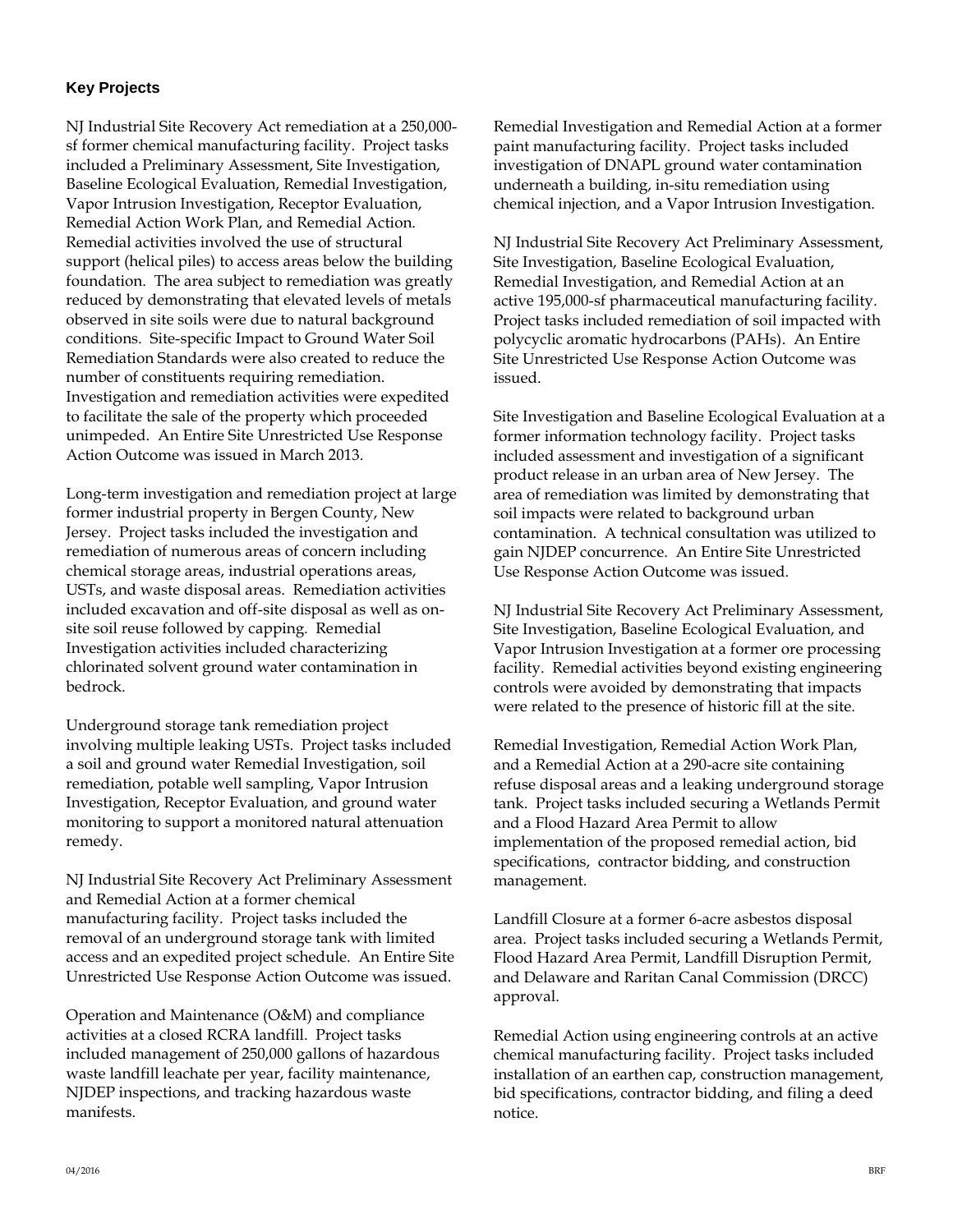### Key Projects

NJ Industrial Site Recovery Act remediation at a 250,000-sf former chemical manufacturing facility. Project tasks included a Preliminary Assessment, Site Investigation, Baseline Ecological Evaluation, Remedial Investigation, Vapor Intrusion Investigation, Receptor Evaluation, Remedial Action Work Plan, and Remedial Action. Remedial activities involved the use of structural support (helical piles) to access areas below the building foundation. The area subject to remediation was greatly reduced by demonstrating that elevated levels of metals observed in site soils were due to natural background conditions. Site-specific Impact to Ground Water Soil Remediation Standards were also created to reduce the number of constituents requiring remediation. Investigation and remediation activities were expedited to facilitate the sale of the property which proceeded unimpeded. An Entire Site Unrestricted Use Response Action Outcome was issued in March 2013.

Long-term investigation and remediation project at large former industrial property in Bergen County, New Jersey. Project tasks included the investigation and remediation of numerous areas of concern including chemical storage areas, industrial operations areas, USTs, and waste disposal areas. Remediation activities included excavation and off-site disposal as well as on-site soil reuse followed by capping. Remedial Investigation activities included characterizing chlorinated solvent ground water contamination in bedrock.

Underground storage tank remediation project involving multiple leaking USTs. Project tasks included a soil and ground water Remedial Investigation, soil remediation, potable well sampling, Vapor Intrusion Investigation, Receptor Evaluation, and ground water monitoring to support a monitored natural attenuation remedy.

NJ Industrial Site Recovery Act Preliminary Assessment and Remedial Action at a former chemical manufacturing facility. Project tasks included the removal of an underground storage tank with limited access and an expedited project schedule. An Entire Site Unrestricted Use Response Action Outcome was issued.

Operation and Maintenance (O&M) and compliance activities at a closed RCRA landfill. Project tasks included management of 250,000 gallons of hazardous waste landfill leachate per year, facility maintenance, NJDEP inspections, and tracking hazardous waste manifests.

Remedial Investigation and Remedial Action at a former paint manufacturing facility. Project tasks included investigation of DNAPL ground water contamination underneath a building, in-situ remediation using chemical injection, and a Vapor Intrusion Investigation.

NJ Industrial Site Recovery Act Preliminary Assessment, Site Investigation, Baseline Ecological Evaluation, Remedial Investigation, and Remedial Action at an active 195,000-sf pharmaceutical manufacturing facility. Project tasks included remediation of soil impacted with polycyclic aromatic hydrocarbons (PAHs). An Entire Site Unrestricted Use Response Action Outcome was issued.

Site Investigation and Baseline Ecological Evaluation at a former information technology facility. Project tasks included assessment and investigation of a significant product release in an urban area of New Jersey. The area of remediation was limited by demonstrating that soil impacts were related to background urban contamination. A technical consultation was utilized to gain NJDEP concurrence. An Entire Site Unrestricted Use Response Action Outcome was issued.

NJ Industrial Site Recovery Act Preliminary Assessment, Site Investigation, Baseline Ecological Evaluation, and Vapor Intrusion Investigation at a former ore processing facility. Remedial activities beyond existing engineering controls were avoided by demonstrating that impacts were related to the presence of historic fill at the site.

Remedial Investigation, Remedial Action Work Plan, and a Remedial Action at a 290-acre site containing refuse disposal areas and a leaking underground storage tank. Project tasks included securing a Wetlands Permit and a Flood Hazard Area Permit to allow implementation of the proposed remedial action, bid specifications, contractor bidding, and construction management.

Landfill Closure at a former 6-acre asbestos disposal area. Project tasks included securing a Wetlands Permit, Flood Hazard Area Permit, Landfill Disruption Permit, and Delaware and Raritan Canal Commission (DRCC) approval.

Remedial Action using engineering controls at an active chemical manufacturing facility. Project tasks included installation of an earthen cap, construction management, bid specifications, contractor bidding, and filing a deed notice.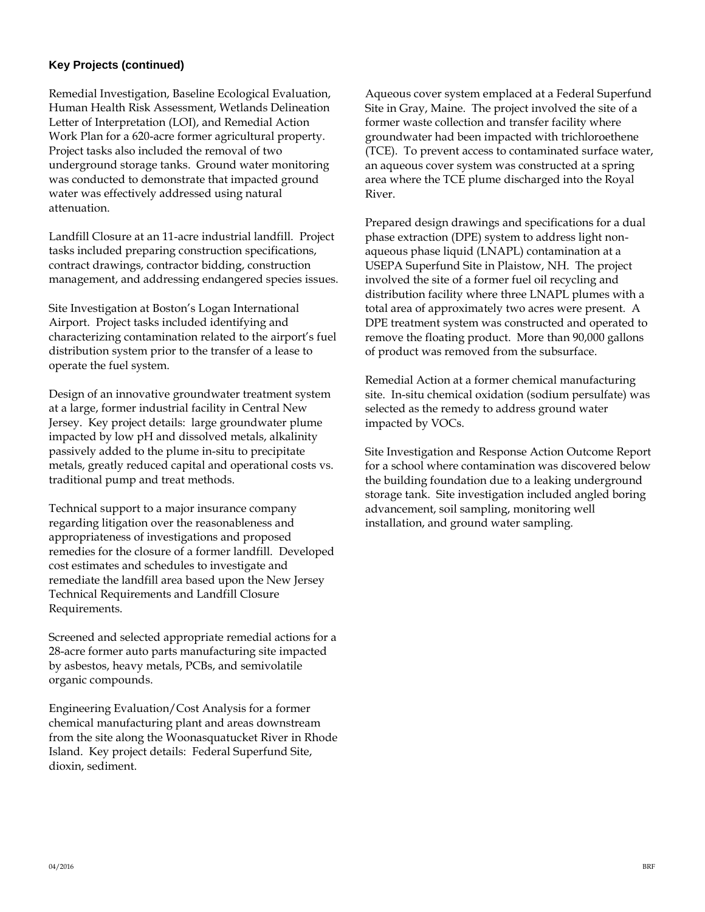### Key Projects (continued)

Remedial Investigation, Baseline Ecological Evaluation, Human Health Risk Assessment, Wetlands Delineation Letter of Interpretation (LOI), and Remedial Action Work Plan for a 620-acre former agricultural property. Project tasks also included the removal of two underground storage tanks. Ground water monitoring was conducted to demonstrate that impacted ground water was effectively addressed using natural attenuation.

Landfill Closure at an 11-acre industrial landfill. Project tasks included preparing construction specifications, contract drawings, contractor bidding, construction management, and addressing endangered species issues.

Site Investigation at Boston's Logan International Airport. Project tasks included identifying and characterizing contamination related to the airport's fuel distribution system prior to the transfer of a lease to operate the fuel system.

Design of an innovative groundwater treatment system at a large, former industrial facility in Central New Jersey. Key project details: large groundwater plume impacted by low pH and dissolved metals, alkalinity passively added to the plume in-situ to precipitate metals, greatly reduced capital and operational costs vs. traditional pump and treat methods.

Technical support to a major insurance company regarding litigation over the reasonableness and appropriateness of investigations and proposed remedies for the closure of a former landfill. Developed cost estimates and schedules to investigate and remediate the landfill area based upon the New Jersey Technical Requirements and Landfill Closure Requirements.

Screened and selected appropriate remedial actions for a 28-acre former auto parts manufacturing site impacted by asbestos, heavy metals, PCBs, and semivolatile organic compounds.

Engineering Evaluation/Cost Analysis for a former chemical manufacturing plant and areas downstream from the site along the Woonasquatucket River in Rhode Island. Key project details: Federal Superfund Site, dioxin, sediment.

Aqueous cover system emplaced at a Federal Superfund Site in Gray, Maine. The project involved the site of a former waste collection and transfer facility where groundwater had been impacted with trichloroethene (TCE). To prevent access to contaminated surface water, an aqueous cover system was constructed at a spring area where the TCE plume discharged into the Royal River.

Prepared design drawings and specifications for a dual phase extraction (DPE) system to address light non-aqueous phase liquid (LNAPL) contamination at a USEPA Superfund Site in Plaistow, NH. The project involved the site of a former fuel oil recycling and distribution facility where three LNAPL plumes with a total area of approximately two acres were present. A DPE treatment system was constructed and operated to remove the floating product. More than 90,000 gallons of product was removed from the subsurface.

Remedial Action at a former chemical manufacturing site. In-situ chemical oxidation (sodium persulfate) was selected as the remedy to address ground water impacted by VOCs.

Site Investigation and Response Action Outcome Report for a school where contamination was discovered below the building foundation due to a leaking underground storage tank. Site investigation included angled boring advancement, soil sampling, monitoring well installation, and ground water sampling.